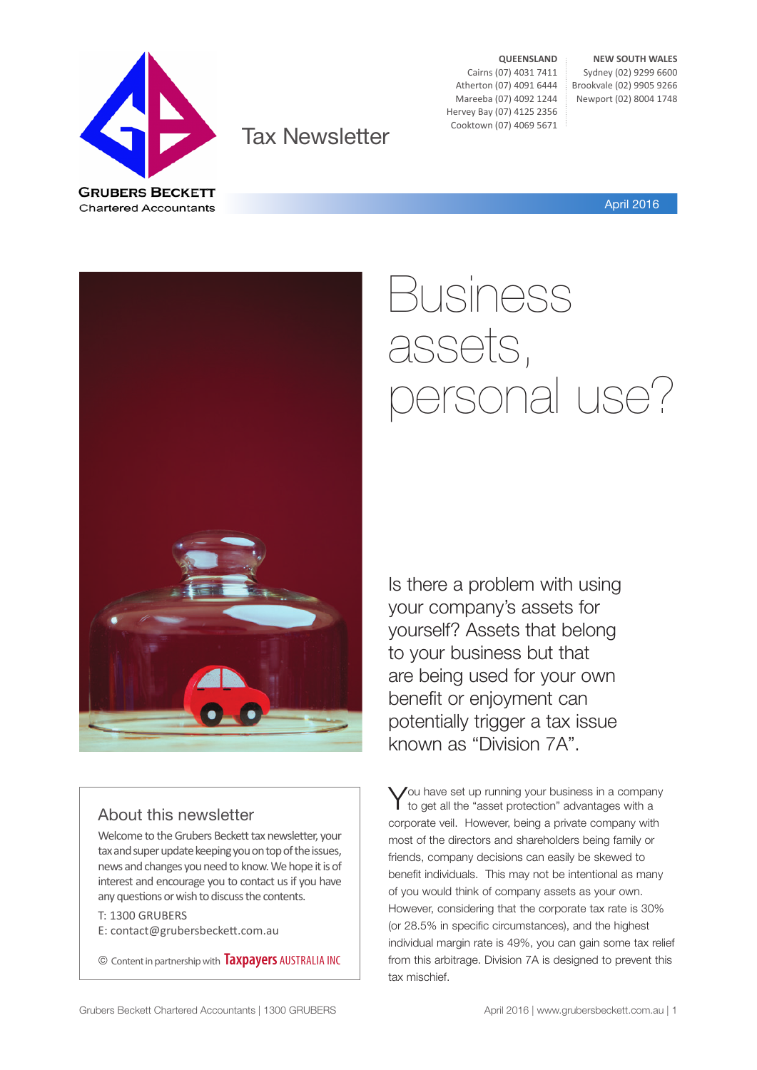**GRUBERS BECKETT**
Chartered Accountants

Tax Newsletter

| QUEENSLAND | NEW SOUTH WALES |
|---|---|
| Cairns (07) 4031 7411 | Sydney (02) 9299 6600 |
| Atherton (07) 4091 6444 | Brookvale (02) 9905 9266 |
| Mareeba (07) 4092 1244 | Newport (02) 8004 1748 |
| Hervey Bay (07) 4125 2356 | |
| Cooktown (07) 4069 5671 | |

April 2016

# Business assets, personal use?

Is there a problem with using your company's assets for yourself? Assets that belong to your business but that are being used for your own benefit or enjoyment can potentially trigger a tax issue known as "Division 7A".

You have set up running your business in a company to get all the "asset protection" advantages with a corporate veil. However, being a private company with most of the directors and shareholders being family or friends, company decisions can easily be skewed to benefit individuals. This may not be intentional as many of you would think of company assets as your own. However, considering that the corporate tax rate is 30% (or 28.5% in specific circumstances), and the highest individual margin rate is 49%, you can gain some tax relief from this arbitrage. Division 7A is designed to prevent this tax mischief.

## About this newsletter

Welcome to the Grubers Beckett tax newsletter, your tax and super update keeping you on top of the issues, news and changes you need to know. We hope it is of interest and encourage you to contact us if you have any questions or wish to discuss the contents.

T: 1300 GRUBERS
E: contact@grubersbeckett.com.au

© Content in partnership with Taxpayers AUSTRALIA INC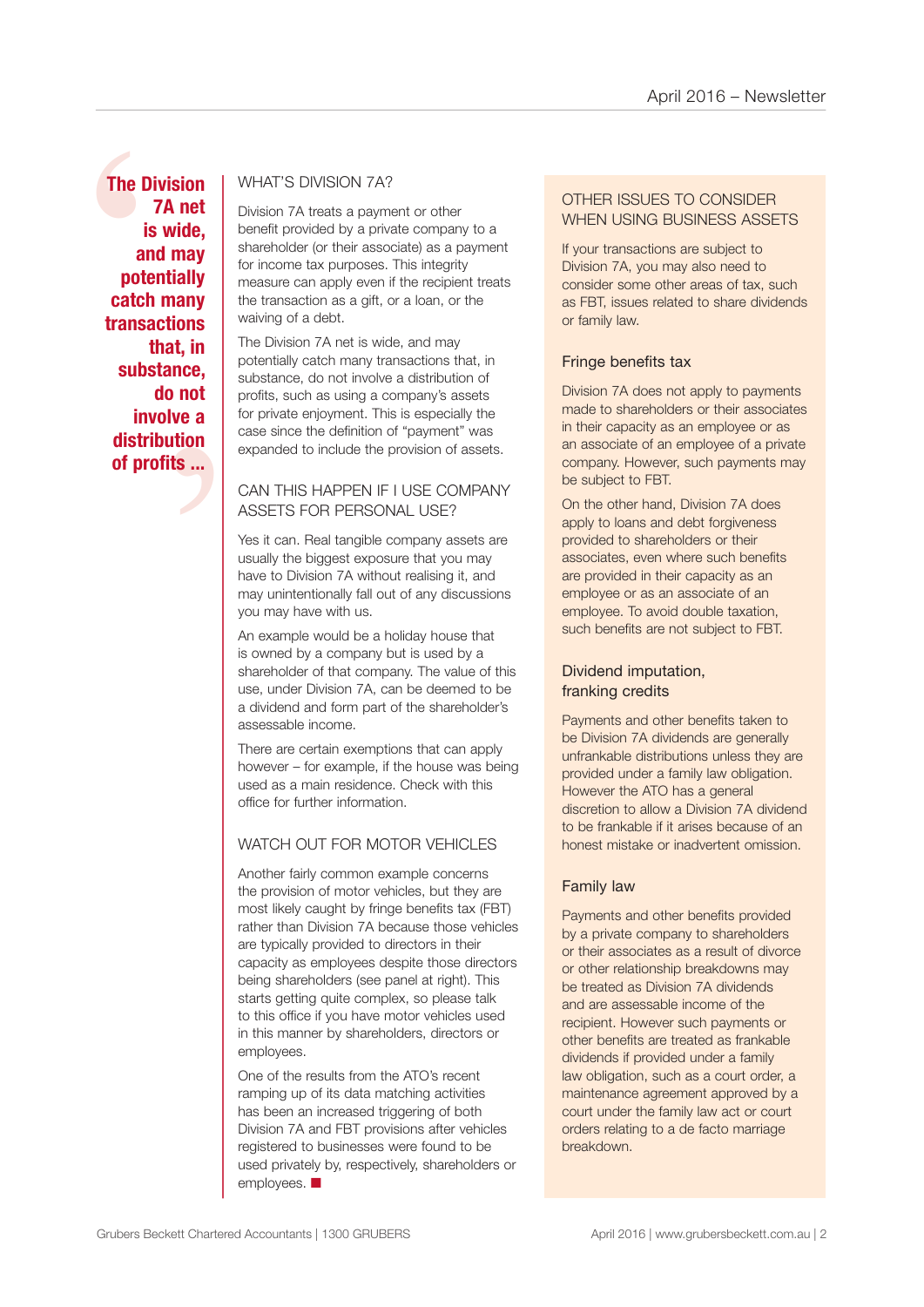> **The Division 7A net is wide, and may potentially catch many transactions that, in substance, do not involve a distribution of profits ...**

## WHAT'S DIVISION 7A?

Division 7A treats a payment or other benefit provided by a private company to a shareholder (or their associate) as a payment for income tax purposes. This integrity measure can apply even if the recipient treats the transaction as a gift, or a loan, or the waiving of a debt.

The Division 7A net is wide, and may potentially catch many transactions that, in substance, do not involve a distribution of profits, such as using a company's assets for private enjoyment. This is especially the case since the definition of "payment" was expanded to include the provision of assets.

## CAN THIS HAPPEN IF I USE COMPANY ASSETS FOR PERSONAL USE?

Yes it can. Real tangible company assets are usually the biggest exposure that you may have to Division 7A without realising it, and may unintentionally fall out of any discussions you may have with us.

An example would be a holiday house that is owned by a company but is used by a shareholder of that company. The value of this use, under Division 7A, can be deemed to be a dividend and form part of the shareholder's assessable income.

There are certain exemptions that can apply however – for example, if the house was being used as a main residence. Check with this office for further information.

## WATCH OUT FOR MOTOR VEHICLES

Another fairly common example concerns the provision of motor vehicles, but they are most likely caught by fringe benefits tax (FBT) rather than Division 7A because those vehicles are typically provided to directors in their capacity as employees despite those directors being shareholders (see panel at right). This starts getting quite complex, so please talk to this office if you have motor vehicles used in this manner by shareholders, directors or employees.

One of the results from the ATO's recent ramping up of its data matching activities has been an increased triggering of both Division 7A and FBT provisions after vehicles registered to businesses were found to be used privately by, respectively, shareholders or employees. ■

## OTHER ISSUES TO CONSIDER WHEN USING BUSINESS ASSETS

If your transactions are subject to Division 7A, you may also need to consider some other areas of tax, such as FBT, issues related to share dividends or family law.

### Fringe benefits tax

Division 7A does not apply to payments made to shareholders or their associates in their capacity as an employee or as an associate of an employee of a private company. However, such payments may be subject to FBT.

On the other hand, Division 7A does apply to loans and debt forgiveness provided to shareholders or their associates, even where such benefits are provided in their capacity as an employee or as an associate of an employee. To avoid double taxation, such benefits are not subject to FBT.

### Dividend imputation, franking credits

Payments and other benefits taken to be Division 7A dividends are generally unfrankable distributions unless they are provided under a family law obligation. However the ATO has a general discretion to allow a Division 7A dividend to be frankable if it arises because of an honest mistake or inadvertent omission.

### Family law

Payments and other benefits provided by a private company to shareholders or their associates as a result of divorce or other relationship breakdowns may be treated as Division 7A dividends and are assessable income of the recipient. However such payments or other benefits are treated as frankable dividends if provided under a family law obligation, such as a court order, a maintenance agreement approved by a court under the family law act or court orders relating to a de facto marriage breakdown.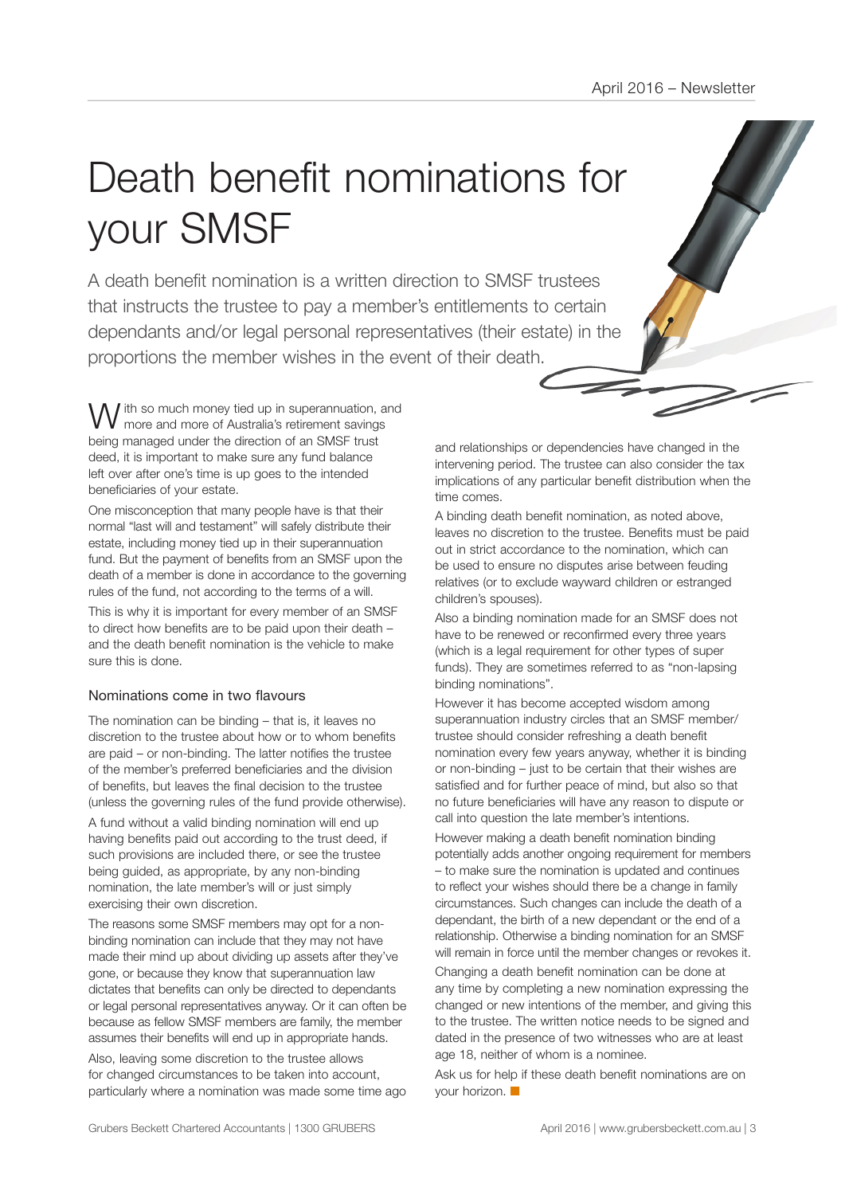# Death benefit nominations for your SMSF

A death benefit nomination is a written direction to SMSF trustees that instructs the trustee to pay a member's entitlements to certain dependants and/or legal personal representatives (their estate) in the proportions the member wishes in the event of their death.

With so much money tied up in superannuation, and more and more of Australia's retirement savings being managed under the direction of an SMSF trust deed, it is important to make sure any fund balance left over after one's time is up goes to the intended beneficiaries of your estate.

One misconception that many people have is that their normal "last will and testament" will safely distribute their estate, including money tied up in their superannuation fund. But the payment of benefits from an SMSF upon the death of a member is done in accordance to the governing rules of the fund, not according to the terms of a will.

This is why it is important for every member of an SMSF to direct how benefits are to be paid upon their death – and the death benefit nomination is the vehicle to make sure this is done.

## Nominations come in two flavours

The nomination can be binding – that is, it leaves no discretion to the trustee about how or to whom benefits are paid – or non-binding. The latter notifies the trustee of the member's preferred beneficiaries and the division of benefits, but leaves the final decision to the trustee (unless the governing rules of the fund provide otherwise).

A fund without a valid binding nomination will end up having benefits paid out according to the trust deed, if such provisions are included there, or see the trustee being guided, as appropriate, by any non-binding nomination, the late member's will or just simply exercising their own discretion.

The reasons some SMSF members may opt for a non-binding nomination can include that they may not have made their mind up about dividing up assets after they've gone, or because they know that superannuation law dictates that benefits can only be directed to dependants or legal personal representatives anyway. Or it can often be because as fellow SMSF members are family, the member assumes their benefits will end up in appropriate hands.

Also, leaving some discretion to the trustee allows for changed circumstances to be taken into account, particularly where a nomination was made some time ago and relationships or dependencies have changed in the intervening period. The trustee can also consider the tax implications of any particular benefit distribution when the time comes.

A binding death benefit nomination, as noted above, leaves no discretion to the trustee. Benefits must be paid out in strict accordance to the nomination, which can be used to ensure no disputes arise between feuding relatives (or to exclude wayward children or estranged children's spouses).

Also a binding nomination made for an SMSF does not have to be renewed or reconfirmed every three years (which is a legal requirement for other types of super funds). They are sometimes referred to as "non-lapsing binding nominations".

However it has become accepted wisdom among superannuation industry circles that an SMSF member/trustee should consider refreshing a death benefit nomination every few years anyway, whether it is binding or non-binding – just to be certain that their wishes are satisfied and for further peace of mind, but also so that no future beneficiaries will have any reason to dispute or call into question the late member's intentions.

However making a death benefit nomination binding potentially adds another ongoing requirement for members – to make sure the nomination is updated and continues to reflect your wishes should there be a change in family circumstances. Such changes can include the death of a dependant, the birth of a new dependant or the end of a relationship. Otherwise a binding nomination for an SMSF will remain in force until the member changes or revokes it.

Changing a death benefit nomination can be done at any time by completing a new nomination expressing the changed or new intentions of the member, and giving this to the trustee. The written notice needs to be signed and dated in the presence of two witnesses who are at least age 18, neither of whom is a nominee.

Ask us for help if these death benefit nominations are on your horizon. ■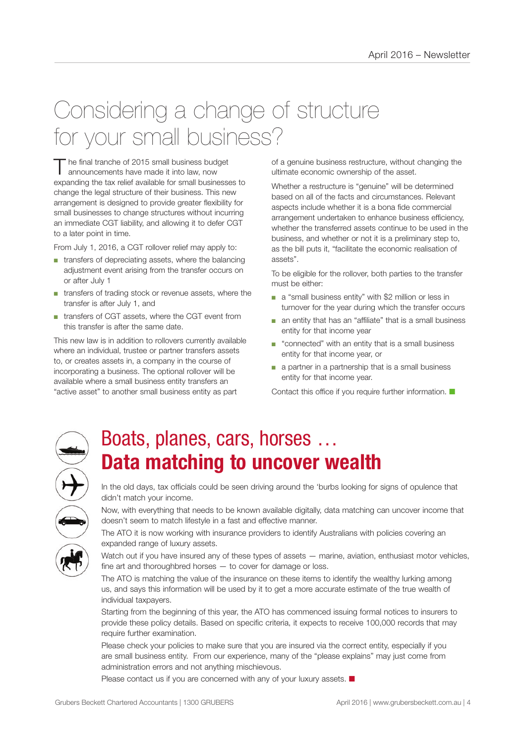# Considering a change of structure for your small business?

The final tranche of 2015 small business budget announcements have made it into law, now expanding the tax relief available for small businesses to change the legal structure of their business. This new arrangement is designed to provide greater flexibility for small businesses to change structures without incurring an immediate CGT liability, and allowing it to defer CGT to a later point in time.

From July 1, 2016, a CGT rollover relief may apply to:

- transfers of depreciating assets, where the balancing adjustment event arising from the transfer occurs on or after July 1
- transfers of trading stock or revenue assets, where the transfer is after July 1, and
- transfers of CGT assets, where the CGT event from this transfer is after the same date.

This new law is in addition to rollovers currently available where an individual, trustee or partner transfers assets to, or creates assets in, a company in the course of incorporating a business. The optional rollover will be available where a small business entity transfers an "active asset" to another small business entity as part of a genuine business restructure, without changing the ultimate economic ownership of the asset.

Whether a restructure is "genuine" will be determined based on all of the facts and circumstances. Relevant aspects include whether it is a bona fide commercial arrangement undertaken to enhance business efficiency, whether the transferred assets continue to be used in the business, and whether or not it is a preliminary step to, as the bill puts it, "facilitate the economic realisation of assets".

To be eligible for the rollover, both parties to the transfer must be either:

- a "small business entity" with $2 million or less in turnover for the year during which the transfer occurs
- an entity that has an "affiliate" that is a small business entity for that income year
- "connected" with an entity that is a small business entity for that income year, or
- a partner in a partnership that is a small business entity for that income year.

Contact this office if you require further information. ■

# Boats, planes, cars, horses …
## **Data matching to uncover wealth**

In the old days, tax officials could be seen driving around the 'burbs looking for signs of opulence that didn't match your income.

Now, with everything that needs to be known available digitally, data matching can uncover income that doesn't seem to match lifestyle in a fast and effective manner.

The ATO it is now working with insurance providers to identify Australians with policies covering an expanded range of luxury assets.

Watch out if you have insured any of these types of assets — marine, aviation, enthusiast motor vehicles, fine art and thoroughbred horses — to cover for damage or loss.

The ATO is matching the value of the insurance on these items to identify the wealthy lurking among us, and says this information will be used by it to get a more accurate estimate of the true wealth of individual taxpayers.

Starting from the beginning of this year, the ATO has commenced issuing formal notices to insurers to provide these policy details. Based on specific criteria, it expects to receive 100,000 records that may require further examination.

Please check your policies to make sure that you are insured via the correct entity, especially if you are small business entity. From our experience, many of the "please explains" may just come from administration errors and not anything mischievous.

Please contact us if you are concerned with any of your luxury assets. ■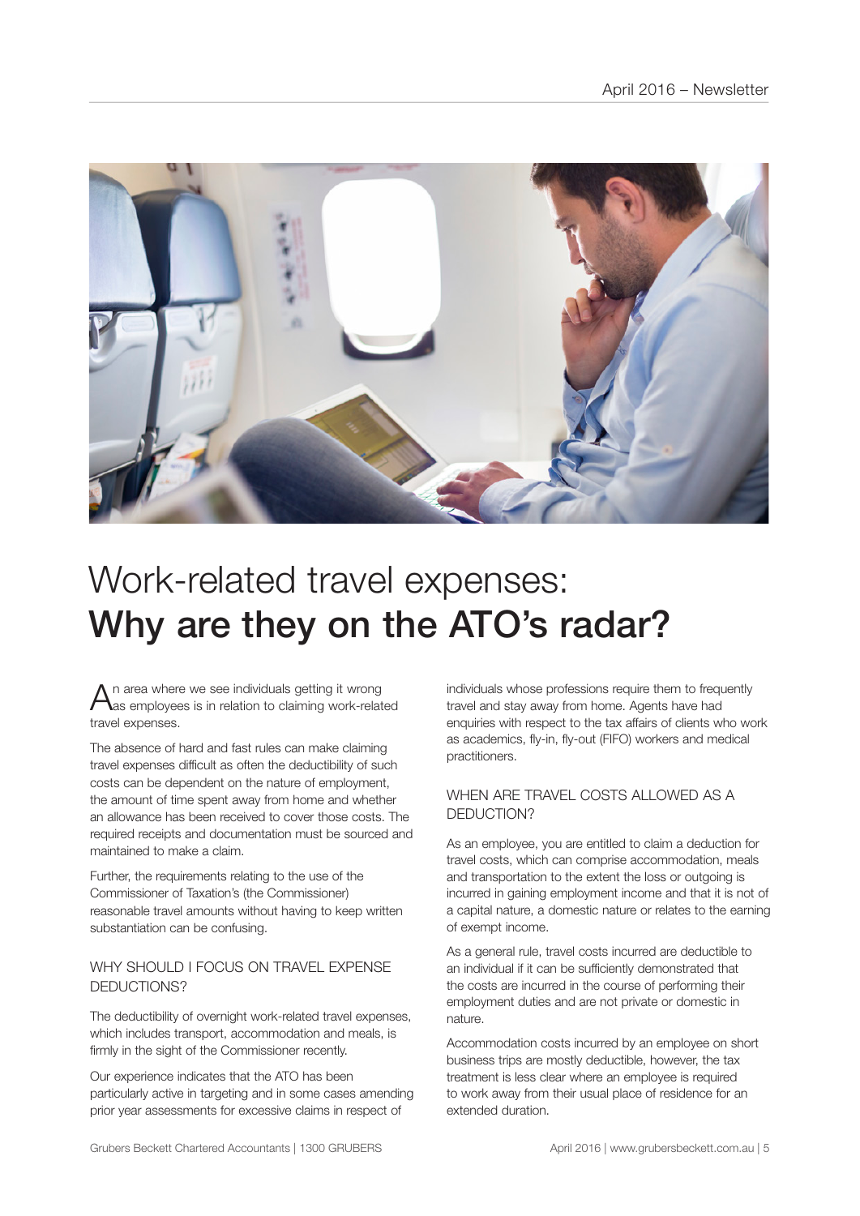# Work-related travel expenses: **Why are they on the ATO's radar?**

An area where we see individuals getting it wrong as employees is in relation to claiming work-related travel expenses.

The absence of hard and fast rules can make claiming travel expenses difficult as often the deductibility of such costs can be dependent on the nature of employment, the amount of time spent away from home and whether an allowance has been received to cover those costs. The required receipts and documentation must be sourced and maintained to make a claim.

Further, the requirements relating to the use of the Commissioner of Taxation's (the Commissioner) reasonable travel amounts without having to keep written substantiation can be confusing.

## WHY SHOULD I FOCUS ON TRAVEL EXPENSE DEDUCTIONS?

The deductibility of overnight work-related travel expenses, which includes transport, accommodation and meals, is firmly in the sight of the Commissioner recently.

Our experience indicates that the ATO has been particularly active in targeting and in some cases amending prior year assessments for excessive claims in respect of individuals whose professions require them to frequently travel and stay away from home. Agents have had enquiries with respect to the tax affairs of clients who work as academics, fly-in, fly-out (FIFO) workers and medical practitioners.

## WHEN ARE TRAVEL COSTS ALLOWED AS A DEDUCTION?

As an employee, you are entitled to claim a deduction for travel costs, which can comprise accommodation, meals and transportation to the extent the loss or outgoing is incurred in gaining employment income and that it is not of a capital nature, a domestic nature or relates to the earning of exempt income.

As a general rule, travel costs incurred are deductible to an individual if it can be sufficiently demonstrated that the costs are incurred in the course of performing their employment duties and are not private or domestic in nature.

Accommodation costs incurred by an employee on short business trips are mostly deductible, however, the tax treatment is less clear where an employee is required to work away from their usual place of residence for an extended duration.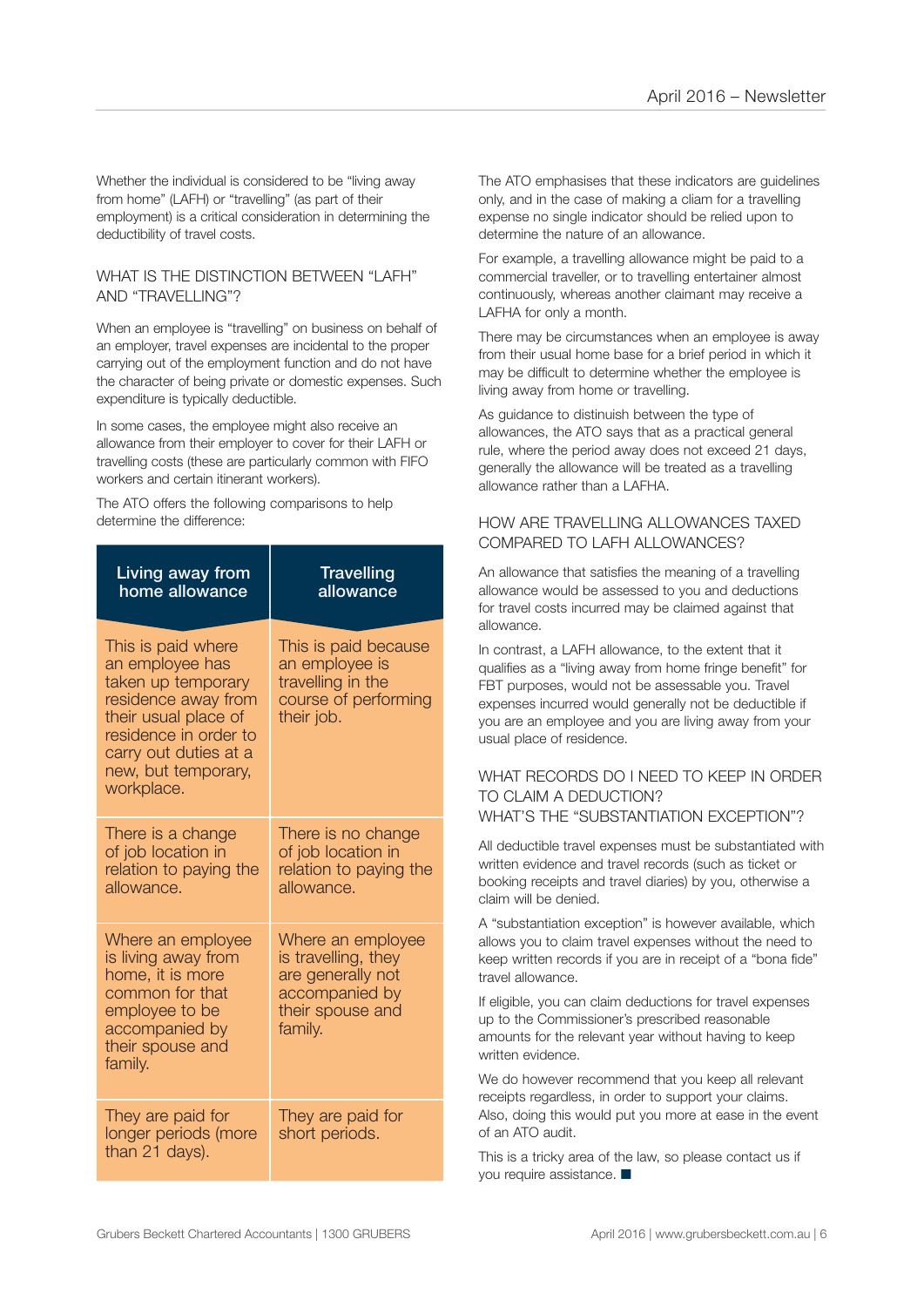Whether the individual is considered to be "living away from home" (LAFH) or "travelling" (as part of their employment) is a critical consideration in determining the deductibility of travel costs.

## WHAT IS THE DISTINCTION BETWEEN "LAFH" AND "TRAVELLING"?

When an employee is "travelling" on business on behalf of an employer, travel expenses are incidental to the proper carrying out of the employment function and do not have the character of being private or domestic expenses. Such expenditure is typically deductible.

In some cases, the employee might also receive an allowance from their employer to cover for their LAFH or travelling costs (these are particularly common with FIFO workers and certain itinerant workers).

The ATO offers the following comparisons to help determine the difference:

| Living away from home allowance | Travelling allowance |
|---|---|
| This is paid where an employee has taken up temporary residence away from their usual place of residence in order to carry out duties at a new, but temporary, workplace. | This is paid because an employee is travelling in the course of performing their job. |
| There is a change of job location in relation to paying the allowance. | There is no change of job location in relation to paying the allowance. |
| Where an employee is living away from home, it is more common for that employee to be accompanied by their spouse and family. | Where an employee is travelling, they are generally not accompanied by their spouse and family. |
| They are paid for longer periods (more than 21 days). | They are paid for short periods. |

The ATO emphasises that these indicators are guidelines only, and in the case of making a cliam for a travelling expense no single indicator should be relied upon to determine the nature of an allowance.

For example, a travelling allowance might be paid to a commercial traveller, or to travelling entertainer almost continuously, whereas another claimant may receive a LAFHA for only a month.

There may be circumstances when an employee is away from their usual home base for a brief period in which it may be difficult to determine whether the employee is living away from home or travelling.

As guidance to distinuish between the type of allowances, the ATO says that as a practical general rule, where the period away does not exceed 21 days, generally the allowance will be treated as a travelling allowance rather than a LAFHA.

## HOW ARE TRAVELLING ALLOWANCES TAXED COMPARED TO LAFH ALLOWANCES?

An allowance that satisfies the meaning of a travelling allowance would be assessed to you and deductions for travel costs incurred may be claimed against that allowance.

In contrast, a LAFH allowance, to the extent that it qualifies as a "living away from home fringe benefit" for FBT purposes, would not be assessable you. Travel expenses incurred would generally not be deductible if you are an employee and you are living away from your usual place of residence.

## WHAT RECORDS DO I NEED TO KEEP IN ORDER TO CLAIM A DEDUCTION? WHAT'S THE "SUBSTANTIATION EXCEPTION"?

All deductible travel expenses must be substantiated with written evidence and travel records (such as ticket or booking receipts and travel diaries) by you, otherwise a claim will be denied.

A "substantiation exception" is however available, which allows you to claim travel expenses without the need to keep written records if you are in receipt of a "bona fide" travel allowance.

If eligible, you can claim deductions for travel expenses up to the Commissioner's prescribed reasonable amounts for the relevant year without having to keep written evidence.

We do however recommend that you keep all relevant receipts regardless, in order to support your claims. Also, doing this would put you more at ease in the event of an ATO audit.

This is a tricky area of the law, so please contact us if you require assistance. ■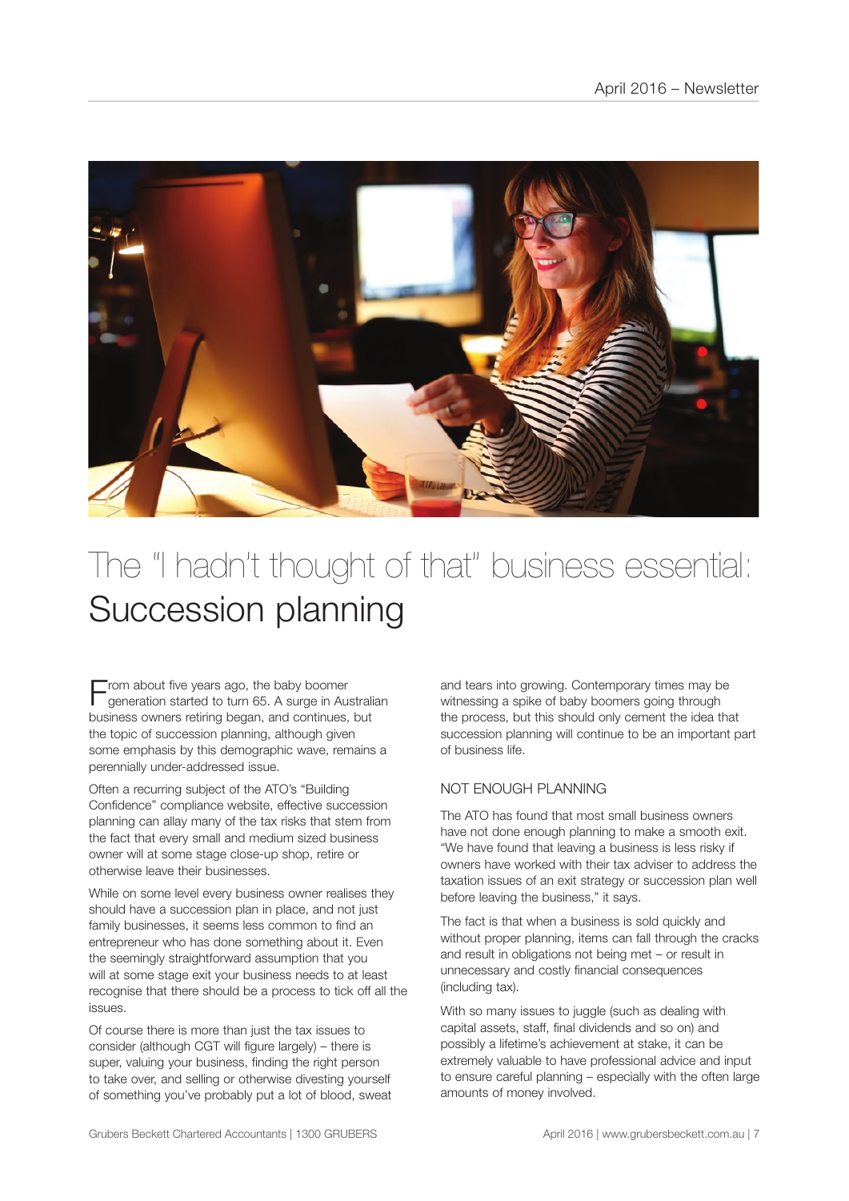# The "I hadn't thought of that" business essential: Succession planning

From about five years ago, the baby boomer generation started to turn 65. A surge in Australian business owners retiring began, and continues, but the topic of succession planning, although given some emphasis by this demographic wave, remains a perennially under-addressed issue.

Often a recurring subject of the ATO's "Building Confidence" compliance website, effective succession planning can allay many of the tax risks that stem from the fact that every small and medium sized business owner will at some stage close-up shop, retire or otherwise leave their businesses.

While on some level every business owner realises they should have a succession plan in place, and not just family businesses, it seems less common to find an entrepreneur who has done something about it. Even the seemingly straightforward assumption that you will at some stage exit your business needs to at least recognise that there should be a process to tick off all the issues.

Of course there is more than just the tax issues to consider (although CGT will figure largely) – there is super, valuing your business, finding the right person to take over, and selling or otherwise divesting yourself of something you've probably put a lot of blood, sweat and tears into growing. Contemporary times may be witnessing a spike of baby boomers going through the process, but this should only cement the idea that succession planning will continue to be an important part of business life.

## NOT ENOUGH PLANNING

The ATO has found that most small business owners have not done enough planning to make a smooth exit. "We have found that leaving a business is less risky if owners have worked with their tax adviser to address the taxation issues of an exit strategy or succession plan well before leaving the business," it says.

The fact is that when a business is sold quickly and without proper planning, items can fall through the cracks and result in obligations not being met – or result in unnecessary and costly financial consequences (including tax).

With so many issues to juggle (such as dealing with capital assets, staff, final dividends and so on) and possibly a lifetime's achievement at stake, it can be extremely valuable to have professional advice and input to ensure careful planning – especially with the often large amounts of money involved.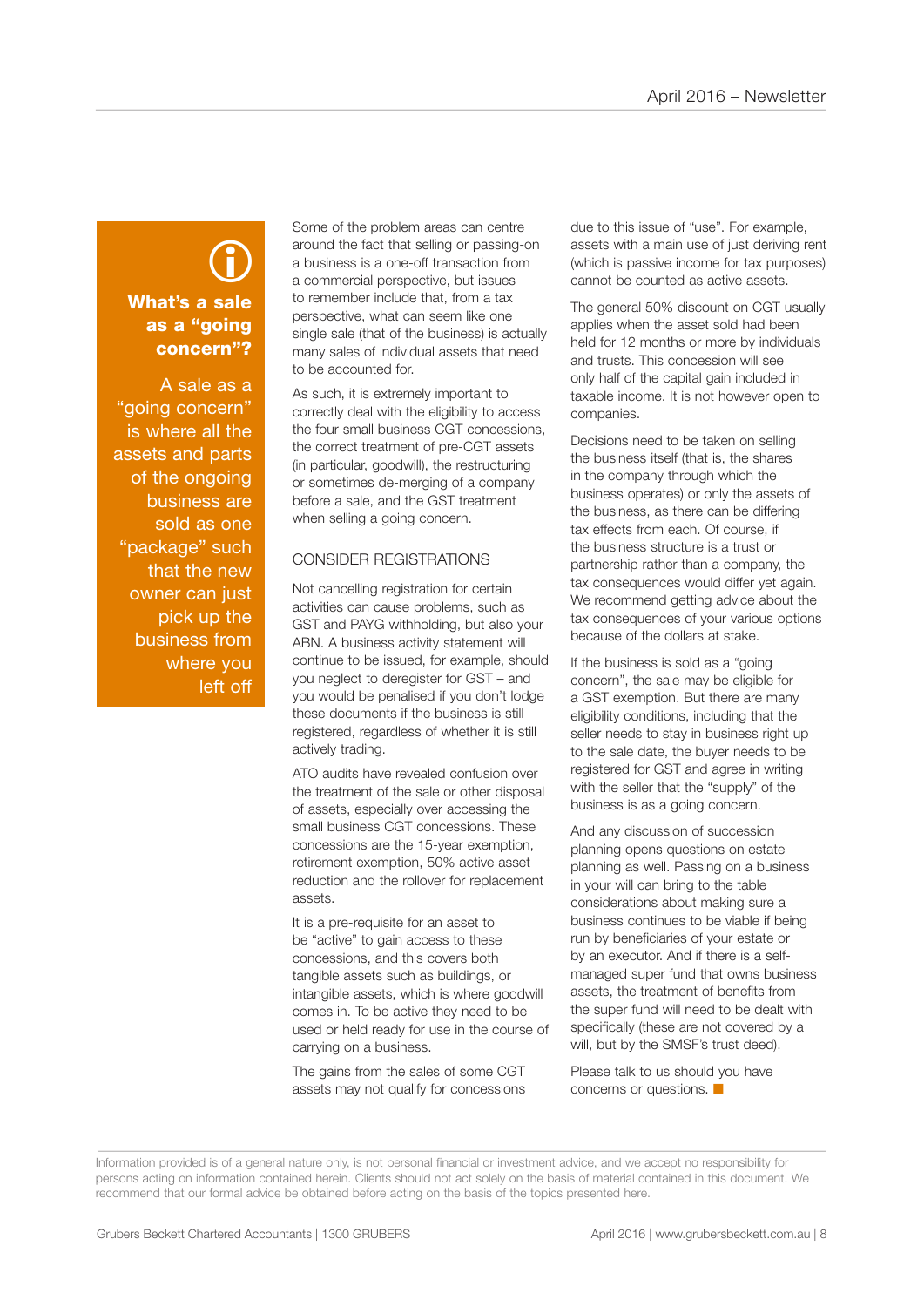> **What's a sale as a "going concern"?**
>
> A sale as a "going concern" is where all the assets and parts of the ongoing business are sold as one "package" such that the new owner can just pick up the business from where you left off

Some of the problem areas can centre around the fact that selling or passing-on a business is a one-off transaction from a commercial perspective, but issues to remember include that, from a tax perspective, what can seem like one single sale (that of the business) is actually many sales of individual assets that need to be accounted for.

As such, it is extremely important to correctly deal with the eligibility to access the four small business CGT concessions, the correct treatment of pre-CGT assets (in particular, goodwill), the restructuring or sometimes de-merging of a company before a sale, and the GST treatment when selling a going concern.

## CONSIDER REGISTRATIONS

Not cancelling registration for certain activities can cause problems, such as GST and PAYG withholding, but also your ABN. A business activity statement will continue to be issued, for example, should you neglect to deregister for GST – and you would be penalised if you don't lodge these documents if the business is still registered, regardless of whether it is still actively trading.

ATO audits have revealed confusion over the treatment of the sale or other disposal of assets, especially over accessing the small business CGT concessions. These concessions are the 15-year exemption, retirement exemption, 50% active asset reduction and the rollover for replacement assets.

It is a pre-requisite for an asset to be "active" to gain access to these concessions, and this covers both tangible assets such as buildings, or intangible assets, which is where goodwill comes in. To be active they need to be used or held ready for use in the course of carrying on a business.

The gains from the sales of some CGT assets may not qualify for concessions due to this issue of "use". For example, assets with a main use of just deriving rent (which is passive income for tax purposes) cannot be counted as active assets.

The general 50% discount on CGT usually applies when the asset sold had been held for 12 months or more by individuals and trusts. This concession will see only half of the capital gain included in taxable income. It is not however open to companies.

Decisions need to be taken on selling the business itself (that is, the shares in the company through which the business operates) or only the assets of the business, as there can be differing tax effects from each. Of course, if the business structure is a trust or partnership rather than a company, the tax consequences would differ yet again. We recommend getting advice about the tax consequences of your various options because of the dollars at stake.

If the business is sold as a "going concern", the sale may be eligible for a GST exemption. But there are many eligibility conditions, including that the seller needs to stay in business right up to the sale date, the buyer needs to be registered for GST and agree in writing with the seller that the "supply" of the business is as a going concern.

And any discussion of succession planning opens questions on estate planning as well. Passing on a business in your will can bring to the table considerations about making sure a business continues to be viable if being run by beneficiaries of your estate or by an executor. And if there is a self-managed super fund that owns business assets, the treatment of benefits from the super fund will need to be dealt with specifically (these are not covered by a will, but by the SMSF's trust deed).

Please talk to us should you have concerns or questions. ■

Information provided is of a general nature only, is not personal financial or investment advice, and we accept no responsibility for persons acting on information contained herein. Clients should not act solely on the basis of material contained in this document. We recommend that our formal advice be obtained before acting on the basis of the topics presented here.